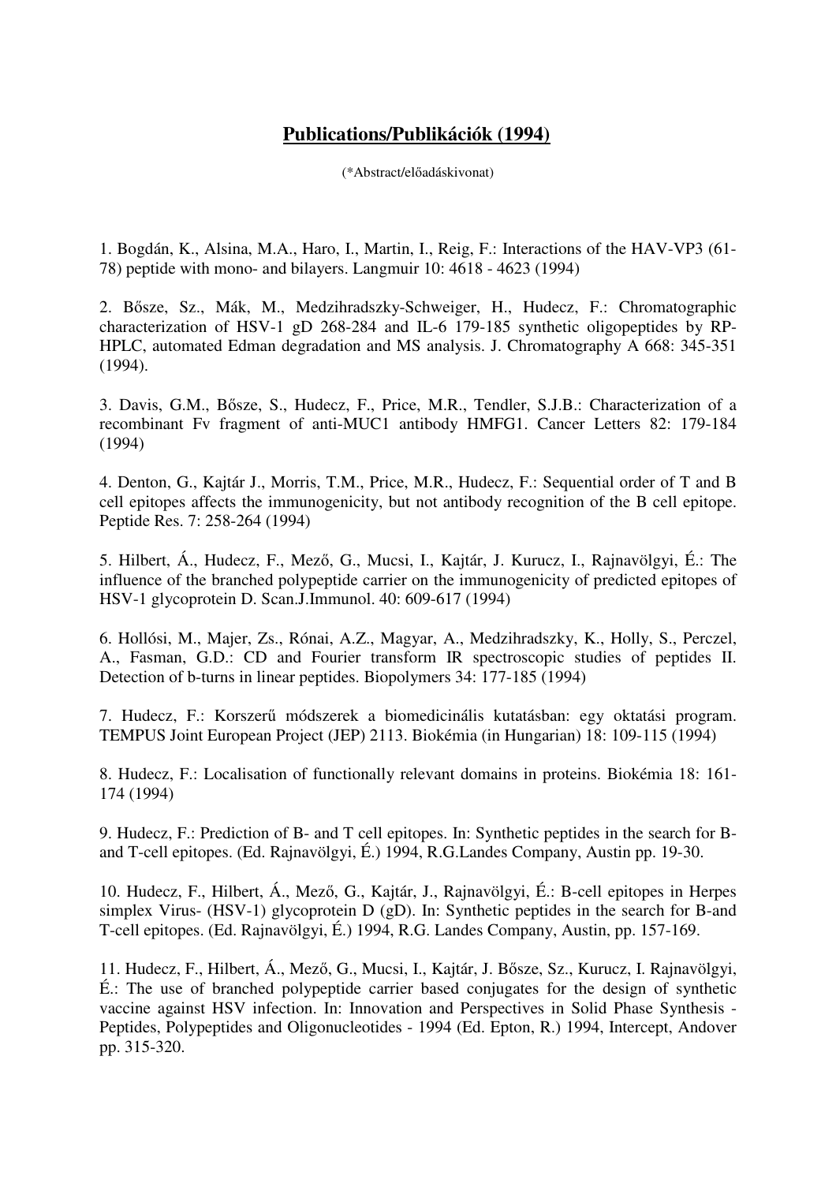# Publications/Publikációk (1994)

(*Abstract/előadáskivonat)

1. Bogdán, K., Alsina, M.A., Haro, I., Martin, I., Reig, F.: Interactions of the HAV-VP3 (61-78) peptide with mono- and bilayers. Langmuir 10: 4618 - 4623 (1994)

2. Bősze, Sz., Mák, M., Medzihradszky-Schweiger, H., Hudecz, F.: Chromatographic characterization of HSV-1 gD 268-284 and IL-6 179-185 synthetic oligopeptides by RP-HPLC, automated Edman degradation and MS analysis. J. Chromatography A 668: 345-351 (1994).

3. Davis, G.M., Bősze, S., Hudecz, F., Price, M.R., Tendler, S.J.B.: Characterization of a recombinant Fv fragment of anti-MUC1 antibody HMFG1. Cancer Letters 82: 179-184 (1994)

4. Denton, G., Kajtár J., Morris, T.M., Price, M.R., Hudecz, F.: Sequential order of T and B cell epitopes affects the immunogenicity, but not antibody recognition of the B cell epitope. Peptide Res. 7: 258-264 (1994)

5. Hilbert, Á., Hudecz, F., Mező, G., Mucsi, I., Kajtár, J. Kurucz, I., Rajnavölgyi, É.: The influence of the branched polypeptide carrier on the immunogenicity of predicted epitopes of HSV-1 glycoprotein D. Scan.J.Immunol. 40: 609-617 (1994)

6. Hollósi, M., Majer, Zs., Rónai, A.Z., Magyar, A., Medzihradszky, K., Holly, S., Perczel, A., Fasman, G.D.: CD and Fourier transform IR spectroscopic studies of peptides II. Detection of b-turns in linear peptides. Biopolymers 34: 177-185 (1994)

7. Hudecz, F.: Korszerű módszerek a biomedicinális kutatásban: egy oktatási program. TEMPUS Joint European Project (JEP) 2113. Biokémia (in Hungarian) 18: 109-115 (1994)

8. Hudecz, F.: Localisation of functionally relevant domains in proteins. Biokémia 18: 161-174 (1994)

9. Hudecz, F.: Prediction of B- and T cell epitopes. In: Synthetic peptides in the search for B- and T-cell epitopes. (Ed. Rajnavölgyi, É.) 1994, R.G.Landes Company, Austin pp. 19-30.

10. Hudecz, F., Hilbert, Á., Mező, G., Kajtár, J., Rajnavölgyi, É.: B-cell epitopes in Herpes simplex Virus- (HSV-1) glycoprotein D (gD). In: Synthetic peptides in the search for B-and T-cell epitopes. (Ed. Rajnavölgyi, É.) 1994, R.G. Landes Company, Austin, pp. 157-169.

11. Hudecz, F., Hilbert, Á., Mező, G., Mucsi, I., Kajtár, J. Bősze, Sz., Kurucz, I. Rajnavölgyi, É.: The use of branched polypeptide carrier based conjugates for the design of synthetic vaccine against HSV infection. In: Innovation and Perspectives in Solid Phase Synthesis - Peptides, Polypeptides and Oligonucleotides - 1994 (Ed. Epton, R.) 1994, Intercept, Andover pp. 315-320.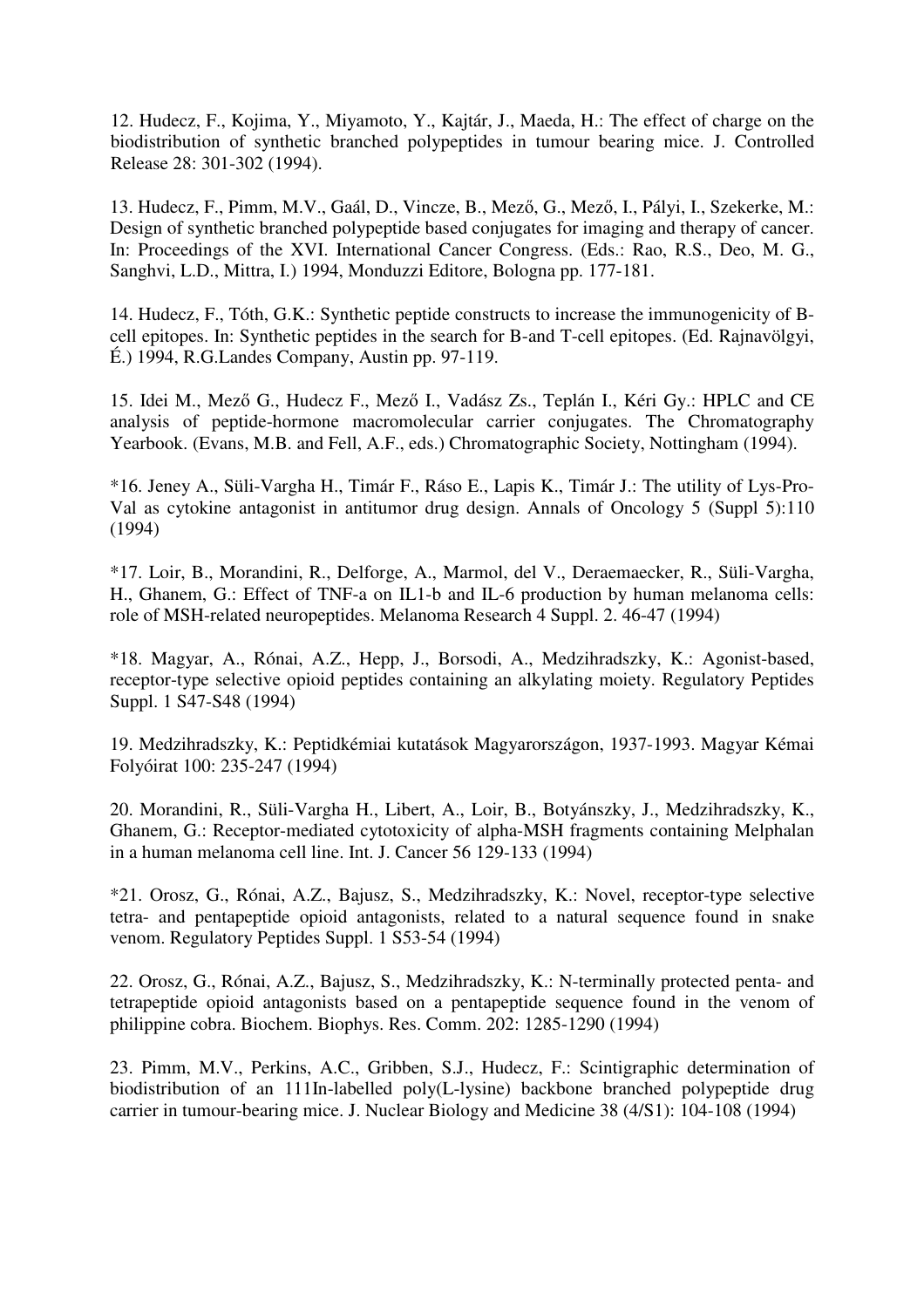12. Hudecz, F., Kojima, Y., Miyamoto, Y., Kajtár, J., Maeda, H.: The effect of charge on the biodistribution of synthetic branched polypeptides in tumour bearing mice. J. Controlled Release 28: 301-302 (1994).

13. Hudecz, F., Pimm, M.V., Gaál, D., Vincze, B., Mező, G., Mező, I., Pályi, I., Szekerke, M.: Design of synthetic branched polypeptide based conjugates for imaging and therapy of cancer. In: Proceedings of the XVI. International Cancer Congress. (Eds.: Rao, R.S., Deo, M. G., Sanghvi, L.D., Mittra, I.) 1994, Monduzzi Editore, Bologna pp. 177-181.

14. Hudecz, F., Tóth, G.K.: Synthetic peptide constructs to increase the immunogenicity of B-cell epitopes. In: Synthetic peptides in the search for B-and T-cell epitopes. (Ed. Rajnavölgyi, É.) 1994, R.G.Landes Company, Austin pp. 97-119.

15. Idei M., Mező G., Hudecz F., Mező I., Vadász Zs., Teplán I., Kéri Gy.: HPLC and CE analysis of peptide-hormone macromolecular carrier conjugates. The Chromatography Yearbook. (Evans, M.B. and Fell, A.F., eds.) Chromatographic Society, Nottingham (1994).

*16. Jeney A., Süli-Vargha H., Timár F., Ráso E., Lapis K., Timár J.: The utility of Lys-Pro-Val as cytokine antagonist in antitumor drug design. Annals of Oncology 5 (Suppl 5):110 (1994)

*17. Loir, B., Morandini, R., Delforge, A., Marmol, del V., Deraemaecker, R., Süli-Vargha, H., Ghanem, G.: Effect of TNF-a on IL1-b and IL-6 production by human melanoma cells: role of MSH-related neuropeptides. Melanoma Research 4 Suppl. 2. 46-47 (1994)

*18. Magyar, A., Rónai, A.Z., Hepp, J., Borsodi, A., Medzihradszky, K.: Agonist-based, receptor-type selective opioid peptides containing an alkylating moiety. Regulatory Peptides Suppl. 1 S47-S48 (1994)

19. Medzihradszky, K.: Peptidkémiai kutatások Magyarországon, 1937-1993. Magyar Kémai Folyóirat 100: 235-247 (1994)

20. Morandini, R., Süli-Vargha H., Libert, A., Loir, B., Botyánszky, J., Medzihradszky, K., Ghanem, G.: Receptor-mediated cytotoxicity of alpha-MSH fragments containing Melphalan in a human melanoma cell line. Int. J. Cancer 56 129-133 (1994)

*21. Orosz, G., Rónai, A.Z., Bajusz, S., Medzihradszky, K.: Novel, receptor-type selective tetra- and pentapeptide opioid antagonists, related to a natural sequence found in snake venom. Regulatory Peptides Suppl. 1 S53-54 (1994)

22. Orosz, G., Rónai, A.Z., Bajusz, S., Medzihradszky, K.: N-terminally protected penta- and tetrapeptide opioid antagonists based on a pentapeptide sequence found in the venom of philippine cobra. Biochem. Biophys. Res. Comm. 202: 1285-1290 (1994)

23. Pimm, M.V., Perkins, A.C., Gribben, S.J., Hudecz, F.: Scintigraphic determination of biodistribution of an 111In-labelled poly(L-lysine) backbone branched polypeptide drug carrier in tumour-bearing mice. J. Nuclear Biology and Medicine 38 (4/S1): 104-108 (1994)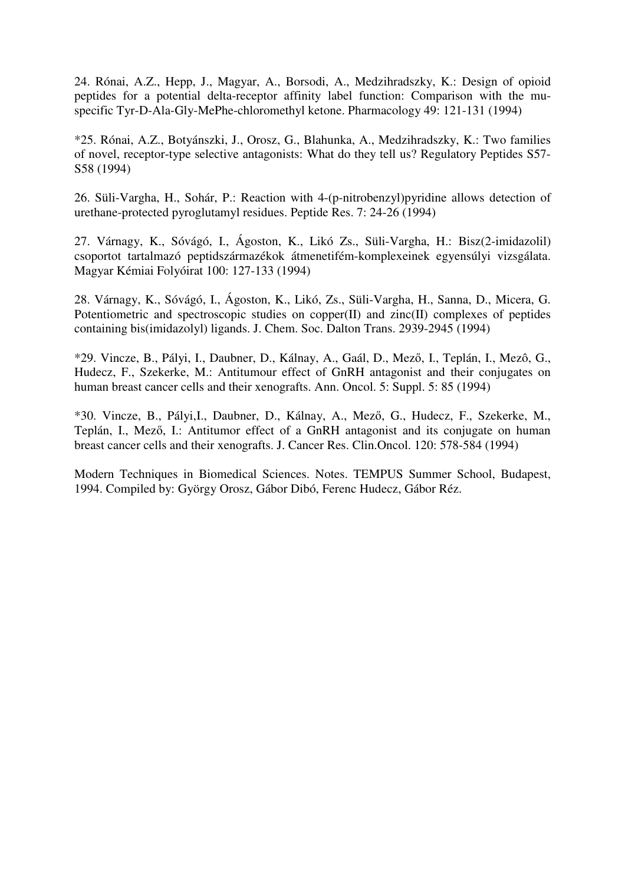24. Rónai, A.Z., Hepp, J., Magyar, A., Borsodi, A., Medzihradszky, K.: Design of opioid peptides for a potential delta-receptor affinity label function: Comparison with the mu-specific Tyr-D-Ala-Gly-MePhe-chloromethyl ketone. Pharmacology 49: 121-131 (1994)

*25. Rónai, A.Z., Botyánszki, J., Orosz, G., Blahunka, A., Medzihradszky, K.: Two families of novel, receptor-type selective antagonists: What do they tell us? Regulatory Peptides S57-S58 (1994)

26. Süli-Vargha, H., Sohár, P.: Reaction with 4-(p-nitrobenzyl)pyridine allows detection of urethane-protected pyroglutamyl residues. Peptide Res. 7: 24-26 (1994)

27. Várnagy, K., Sóvágó, I., Ágoston, K., Likó Zs., Süli-Vargha, H.: Bisz(2-imidazolil) csoportot tartalmazó peptidszármazékok átmenetifém-komplexeinek egyensúlyi vizsgálata. Magyar Kémiai Folyóirat 100: 127-133 (1994)

28. Várnagy, K., Sóvágó, I., Ágoston, K., Likó, Zs., Süli-Vargha, H., Sanna, D., Micera, G. Potentiometric and spectroscopic studies on copper(II) and zinc(II) complexes of peptides containing bis(imidazolyl) ligands. J. Chem. Soc. Dalton Trans. 2939-2945 (1994)

*29. Vincze, B., Pályi, I., Daubner, D., Kálnay, A., Gaál, D., Mező, I., Teplán, I., Mezô, G., Hudecz, F., Szekerke, M.: Antitumour effect of GnRH antagonist and their conjugates on human breast cancer cells and their xenografts. Ann. Oncol. 5: Suppl. 5: 85 (1994)

*30. Vincze, B., Pályi,I., Daubner, D., Kálnay, A., Mező, G., Hudecz, F., Szekerke, M., Teplán, I., Mező, I.: Antitumor effect of a GnRH antagonist and its conjugate on human breast cancer cells and their xenografts. J. Cancer Res. Clin.Oncol. 120: 578-584 (1994)

Modern Techniques in Biomedical Sciences. Notes. TEMPUS Summer School, Budapest, 1994. Compiled by: György Orosz, Gábor Dibó, Ferenc Hudecz, Gábor Réz.